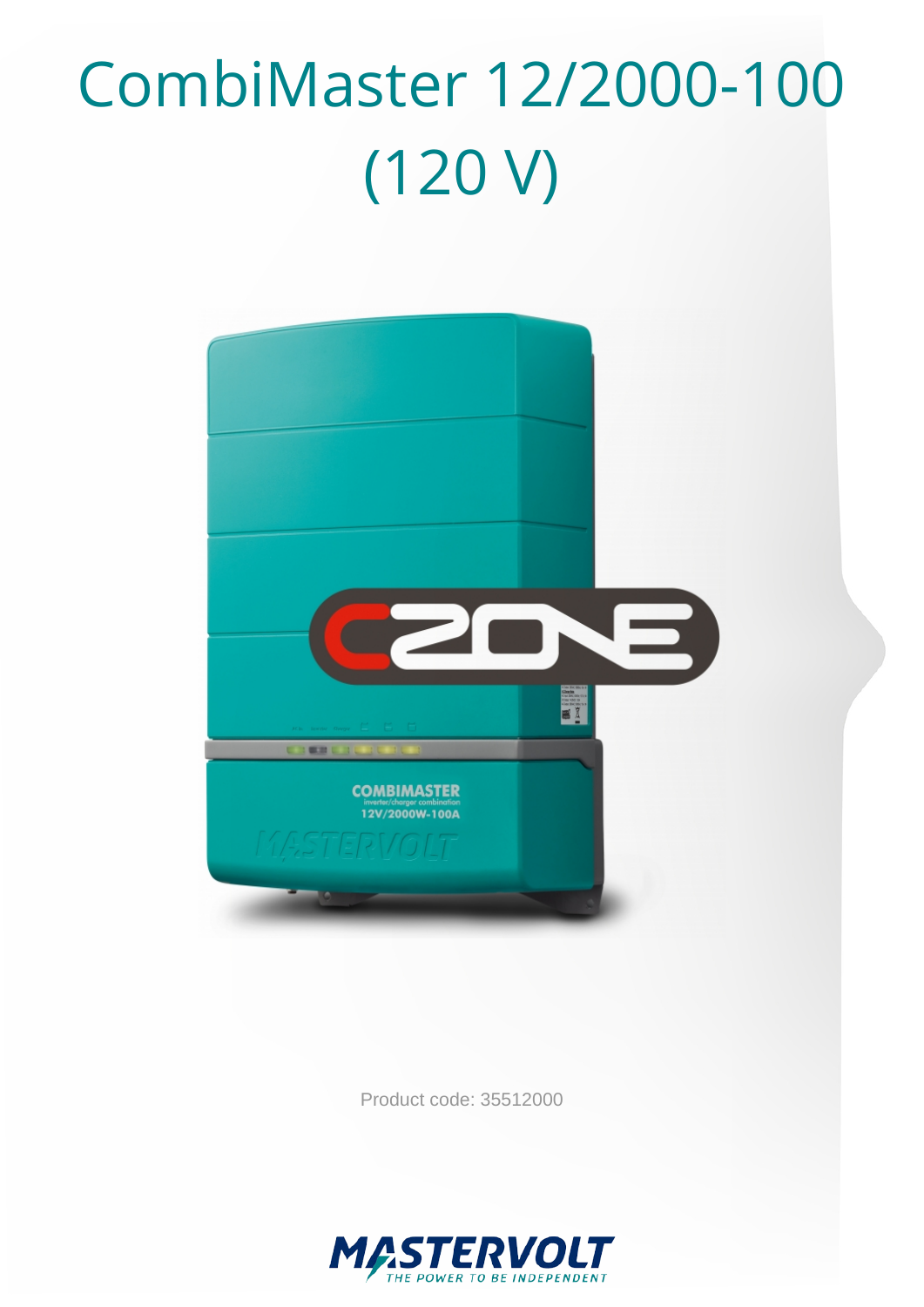# CombiMaster 12/2000-100 (120 V)

Product code: 35512000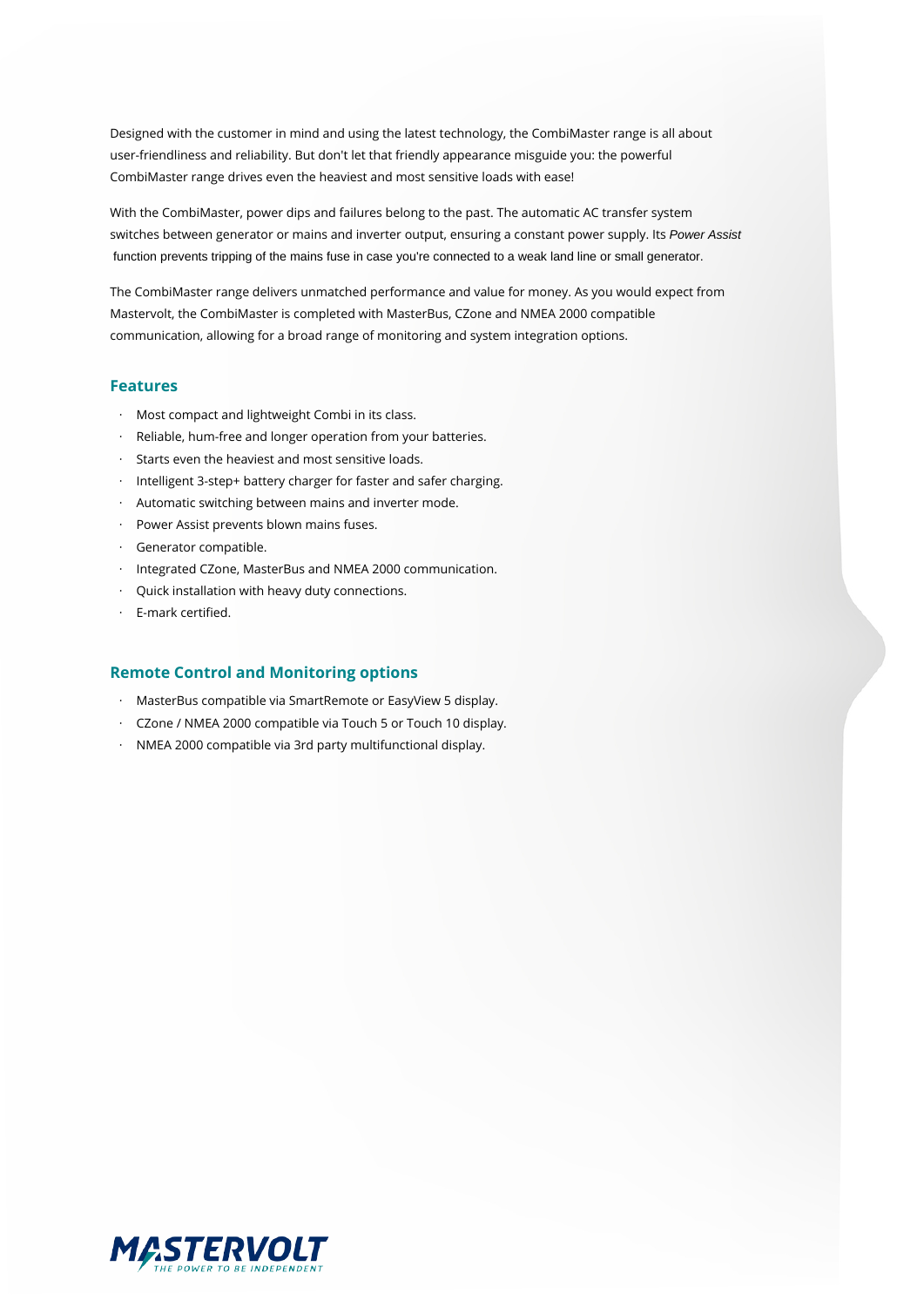Designed with the customer in mind and using the latest technology, the CombiMaster range is all about user-friendliness and reliability. But don't let that friendly appearance misguide you: the powerful CombiMaster range drives even the heaviest and most sensitive loads with ease!

With the CombiMaster, power dips and failures belong to the past. The automatic AC transfer system switches between generator or mains and inverter output, ensuring a constant power supply. Its *Power Assist* function prevents tripping of the mains fuse in case you're connected to a weak land line or small generator.

The CombiMaster range delivers unmatched performance and value for money. As you would expect from Mastervolt, the CombiMaster is completed with MasterBus, CZone and NMEA 2000 compatible communication, allowing for a broad range of monitoring and system integration options.

## Features

- Most compact and lightweight Combi in its class.
- Reliable, hum-free and longer operation from your batteries.
- Starts even the heaviest and most sensitive loads.
- Intelligent 3-step+ battery charger for faster and safer charging.
- Automatic switching between mains and inverter mode.
- Power Assist prevents blown mains fuses.
- Generator compatible.
- Integrated CZone, MasterBus and NMEA 2000 communication.
- Quick installation with heavy duty connections.
- E-mark certified.

## Remote Control and Monitoring options

- MasterBus compatible via SmartRemote or EasyView 5 display.
- CZone / NMEA 2000 compatible via Touch 5 or Touch 10 display.
- NMEA 2000 compatible via 3rd party multifunctional display.

MASTERVOLT
THE POWER TO BE INDEPENDENT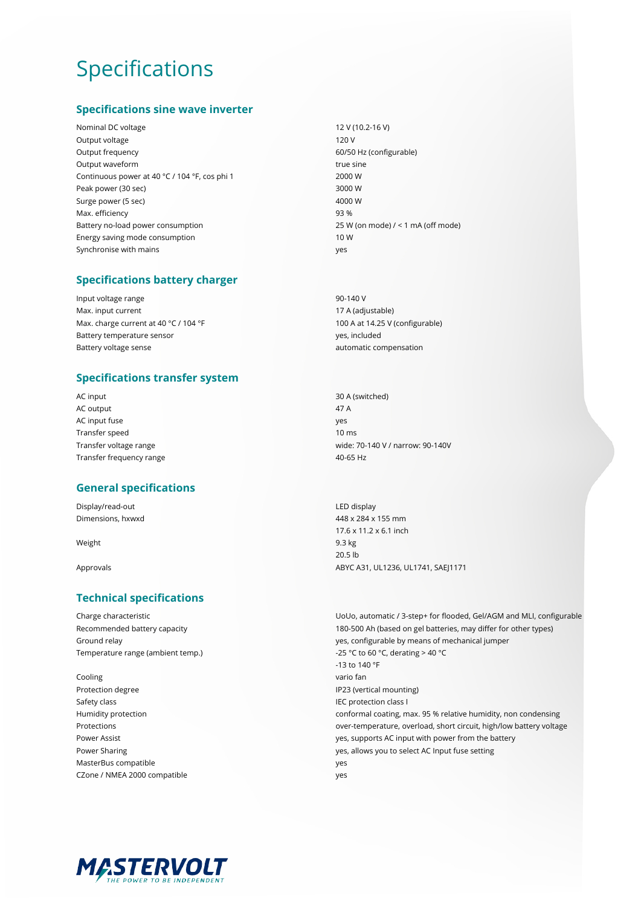# Specifications

## Specifications sine wave inverter

| | |
|---|---|
| Nominal DC voltage | 12 V (10.2-16 V) |
| Output voltage | 120 V |
| Output frequency | 60/50 Hz (configurable) |
| Output waveform | true sine |
| Continuous power at 40 °C / 104 °F, cos phi 1 | 2000 W |
| Peak power (30 sec) | 3000 W |
| Surge power (5 sec) | 4000 W |
| Max. efficiency | 93 % |
| Battery no-load power consumption | 25 W (on mode) / < 1 mA (off mode) |
| Energy saving mode consumption | 10 W |
| Synchronise with mains | yes |

## Specifications battery charger

| | |
|---|---|
| Input voltage range | 90-140 V |
| Max. input current | 17 A (adjustable) |
| Max. charge current at 40 °C / 104 °F | 100 A at 14.25 V (configurable) |
| Battery temperature sensor | yes, included |
| Battery voltage sense | automatic compensation |

## Specifications transfer system

| | |
|---|---|
| AC input | 30 A (switched) |
| AC output | 47 A |
| AC input fuse | yes |
| Transfer speed | 10 ms |
| Transfer voltage range | wide: 70-140 V / narrow: 90-140V |
| Transfer frequency range | 40-65 Hz |

## General specifications

| | |
|---|---|
| Display/read-out | LED display |
| Dimensions, hxwxd | 448 x 284 x 155 mm<br>17.6 x 11.2 x 6.1 inch |
| Weight | 9.3 kg<br>20.5 lb |
| Approvals | ABYC A31, UL1236, UL1741, SAEJ1171 |

## Technical specifications

| | |
|---|---|
| Charge characteristic | UoUo, automatic / 3-step+ for flooded, Gel/AGM and MLI, configurable |
| Recommended battery capacity | 180-500 Ah (based on gel batteries, may differ for other types) |
| Ground relay | yes, configurable by means of mechanical jumper |
| Temperature range (ambient temp.) | -25 °C to 60 °C, derating > 40 °C<br>-13 to 140 °F |
| Cooling | vario fan |
| Protection degree | IP23 (vertical mounting) |
| Safety class | IEC protection class I |
| Humidity protection | conformal coating, max. 95 % relative humidity, non condensing |
| Protections | over-temperature, overload, short circuit, high/low battery voltage |
| Power Assist | yes, supports AC input with power from the battery |
| Power Sharing | yes, allows you to select AC Input fuse setting |
| MasterBus compatible | yes |
| CZone / NMEA 2000 compatible | yes |

MASTERVOLT
THE POWER TO BE INDEPENDENT